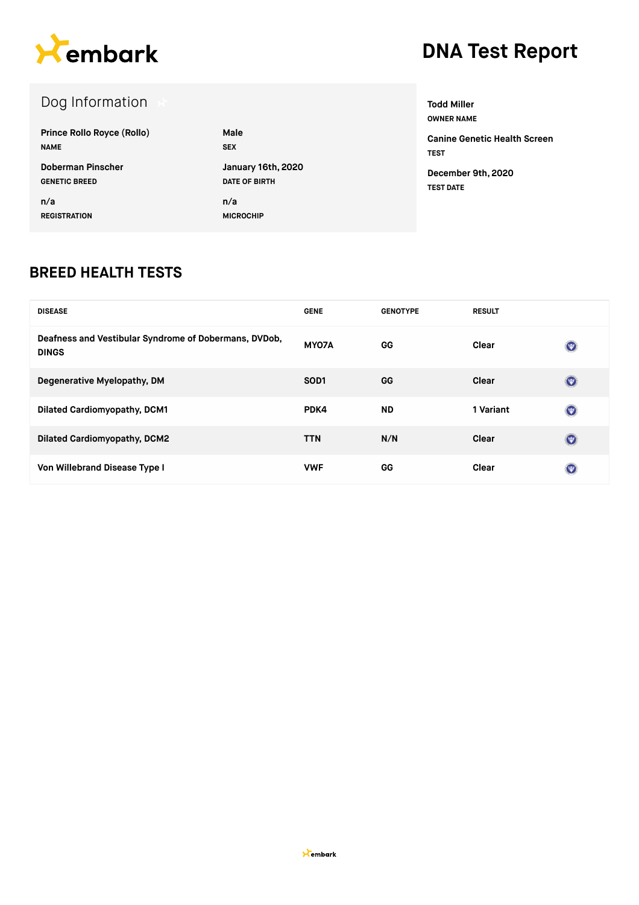embark

# DNA Test Report

## Dog Information

| | |
|---|---|
| **Prince Rollo Royce (Rollo)**<br>NAME | **Male**<br>SEX |
| **Doberman Pinscher**<br>GENETIC BREED | **January 16th, 2020**<br>DATE OF BIRTH |
| **n/a**<br>REGISTRATION | **n/a**<br>MICROCHIP |

**Todd Miller**
OWNER NAME

**Canine Genetic Health Screen**
TEST

**December 9th, 2020**
TEST DATE

## BREED HEALTH TESTS

| DISEASE | GENE | GENOTYPE | RESULT |
|---|---|---|---|
| Deafness and Vestibular Syndrome of Dobermans, DVDob, DINGS | MYO7A | GG | Clear |
| Degenerative Myelopathy, DM | SOD1 | GG | Clear |
| Dilated Cardiomyopathy, DCM1 | PDK4 | ND | 1 Variant |
| Dilated Cardiomyopathy, DCM2 | TTN | N/N | Clear |
| Von Willebrand Disease Type I | VWF | GG | Clear |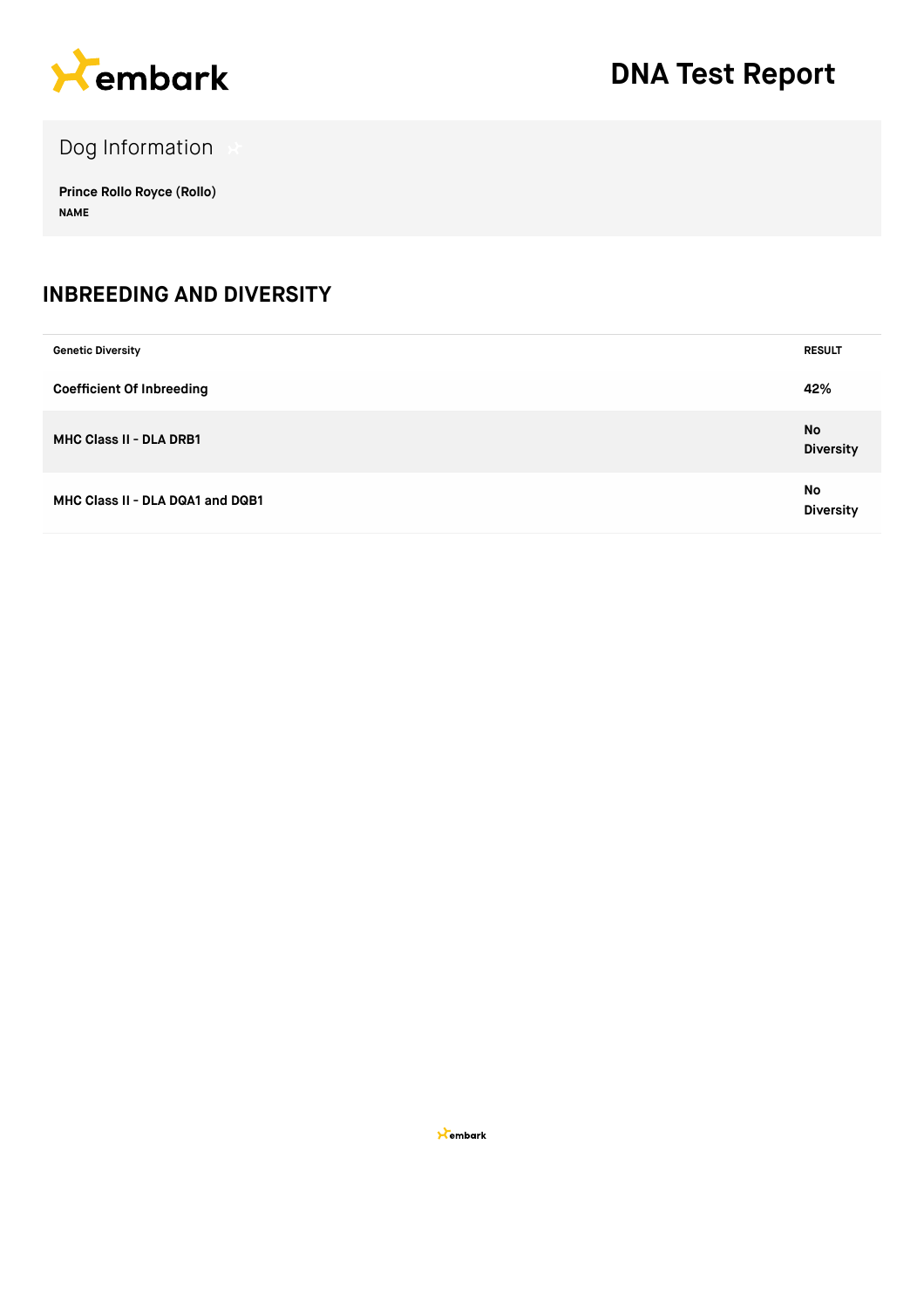# DNA Test Report

## Dog Information

**Prince Rollo Royce (Rollo)**
NAME

## INBREEDING AND DIVERSITY

| Genetic Diversity | RESULT |
|---|---|
| **Coefficient Of Inbreeding** | **42%** |
| **MHC Class II - DLA DRB1** | **No Diversity** |
| **MHC Class II - DLA DQA1 and DQB1** | **No Diversity** |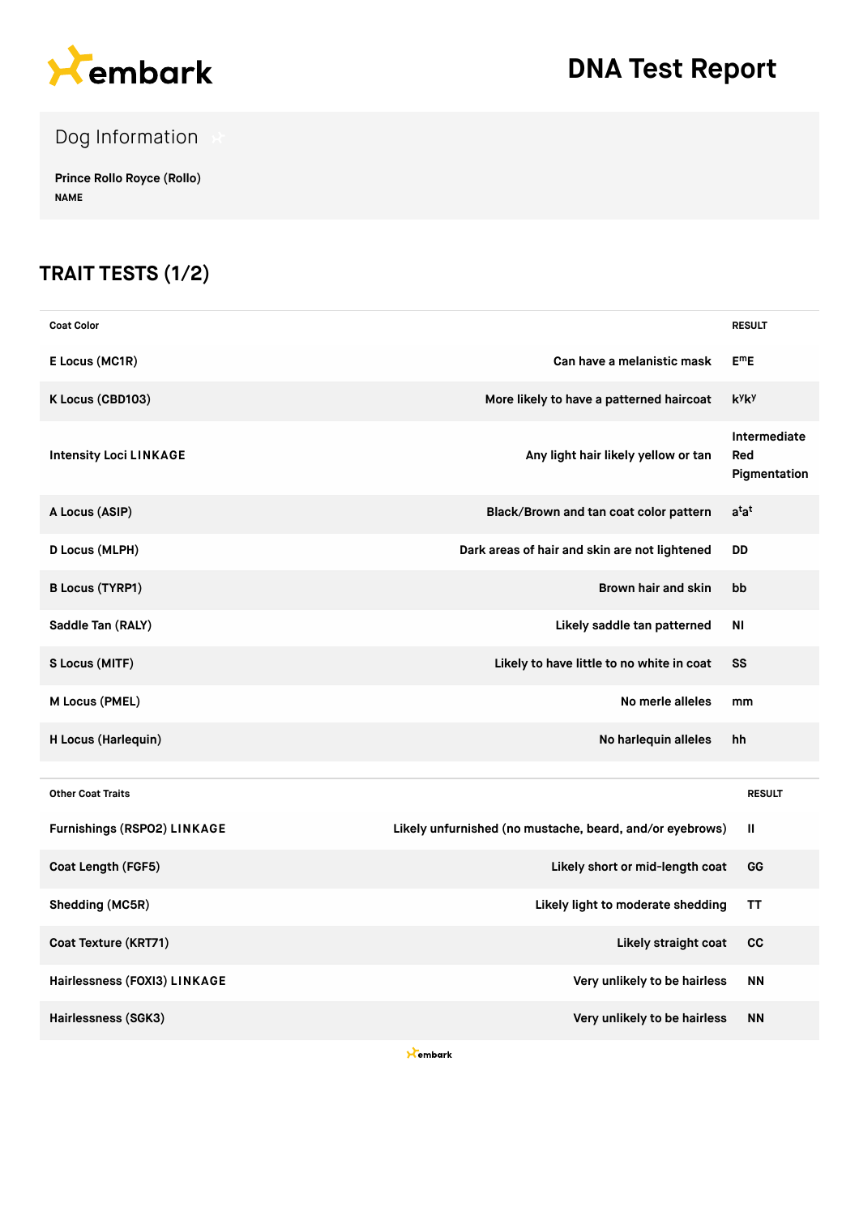# DNA Test Report

## Dog Information

**Prince Rollo Royce (Rollo)**
NAME

## TRAIT TESTS (1/2)

| Coat Color | | RESULT |
|---|---|---|
| E Locus (MC1R) | Can have a melanistic mask | $E^mE$ |
| K Locus (CBD103) | More likely to have a patterned haircoat | $k^yk^y$ |
| Intensity Loci LINKAGE | Any light hair likely yellow or tan | Intermediate Red Pigmentation |
| A Locus (ASIP) | Black/Brown and tan coat color pattern | $a^ta^t$ |
| D Locus (MLPH) | Dark areas of hair and skin are not lightened | DD |
| B Locus (TYRP1) | Brown hair and skin | bb |
| Saddle Tan (RALY) | Likely saddle tan patterned | NI |
| S Locus (MITF) | Likely to have little to no white in coat | SS |
| M Locus (PMEL) | No merle alleles | mm |
| H Locus (Harlequin) | No harlequin alleles | hh |

| Other Coat Traits | | RESULT |
|---|---|---|
| Furnishings (RSPO2) LINKAGE | Likely unfurnished (no mustache, beard, and/or eyebrows) | II |
| Coat Length (FGF5) | Likely short or mid-length coat | GG |
| Shedding (MC5R) | Likely light to moderate shedding | TT |
| Coat Texture (KRT71) | Likely straight coat | CC |
| Hairlessness (FOXI3) LINKAGE | Very unlikely to be hairless | NN |
| Hairlessness (SGK3) | Very unlikely to be hairless | NN |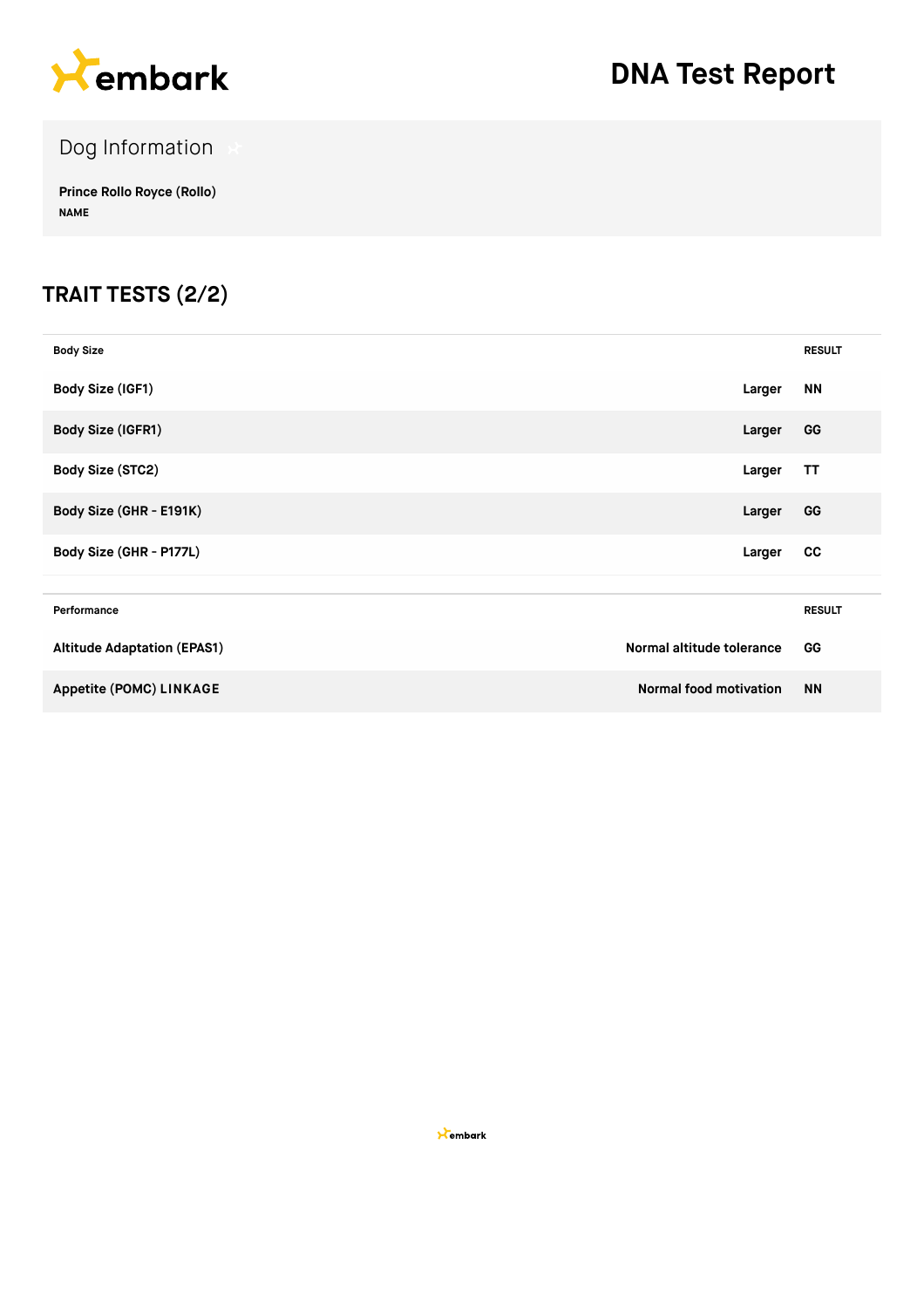# DNA Test Report

## Dog Information

**Prince Rollo Royce (Rollo)**
NAME

## TRAIT TESTS (2/2)

| Body Size | | RESULT |
|---|---|---|
| Body Size (IGF1) | Larger | NN |
| Body Size (IGFR1) | Larger | GG |
| Body Size (STC2) | Larger | TT |
| Body Size (GHR - E191K) | Larger | GG |
| Body Size (GHR - P177L) | Larger | CC |

| Performance | | RESULT |
|---|---|---|
| Altitude Adaptation (EPAS1) | Normal altitude tolerance | GG |
| Appetite (POMC) LINKAGE | Normal food motivation | NN |